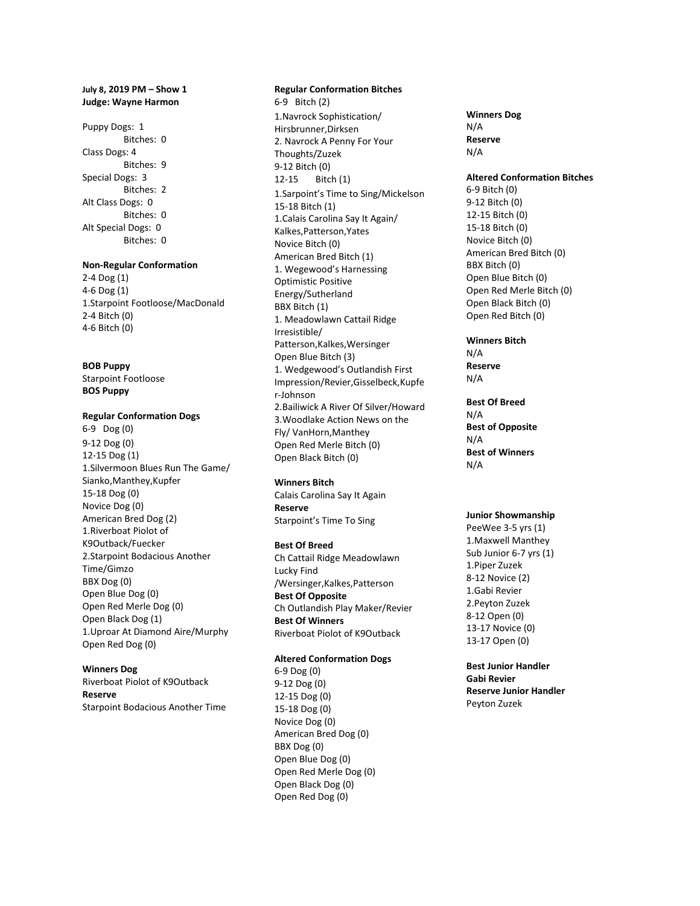**July 8, 2019 PM – Show 1**
**Judge: Wayne Harmon**

Puppy Dogs: 1
Bitches: 0
Class Dogs: 4
Bitches: 9
Special Dogs: 3
Bitches: 2
Alt Class Dogs: 0
Bitches: 0
Alt Special Dogs: 0
Bitches: 0

**Non-Regular Conformation**
2-4 Dog (1)
4-6 Dog (1)
1.Starpoint Footloose/MacDonald
2-4 Bitch (0)
4-6 Bitch (0)

**BOB Puppy**
Starpoint Footloose
**BOS Puppy**

**Regular Conformation Dogs**
6-9 Dog (0)
9-12 Dog (0)
12-15 Dog (1)
1.Silvermoon Blues Run The Game/ Sianko,Manthey,Kupfer
15-18 Dog (0)
Novice Dog (0)
American Bred Dog (2)
1.Riverboat Piolot of K9Outback/Fuecker
2.Starpoint Bodacious Another Time/Gimzo
BBX Dog (0)
Open Blue Dog (0)
Open Red Merle Dog (0)
Open Black Dog (1)
1.Uproar At Diamond Aire/Murphy
Open Red Dog (0)

**Winners Dog**
Riverboat Piolot of K9Outback
**Reserve**
Starpoint Bodacious Another Time

**Regular Conformation Bitches**
6-9 Bitch (2)
1.Navrock Sophistication/ Hirsbrunner,Dirksen
2. Navrock A Penny For Your Thoughts/Zuzek
9-12 Bitch (0)
12-15 Bitch (1)
1.Sarpoint's Time to Sing/Mickelson
15-18 Bitch (1)
1.Calais Carolina Say It Again/ Kalkes,Patterson,Yates
Novice Bitch (0)
American Bred Bitch (1)
1. Wegewood's Harnessing Optimistic Positive Energy/Sutherland
BBX Bitch (1)
1. Meadowlawn Cattail Ridge Irresistible/ Patterson,Kalkes,Wersinger
Open Blue Bitch (3)
1. Wedgewood's Outlandish First Impression/Revier,Gisselbeck,Kupfer-Johnson
2.Bailiwick A River Of Silver/Howard
3.Woodlake Action News on the Fly/ VanHorn,Manthey
Open Red Merle Bitch (0)
Open Black Bitch (0)

**Winners Bitch**
Calais Carolina Say It Again
**Reserve**
Starpoint's Time To Sing

**Best Of Breed**
Ch Cattail Ridge Meadowlawn Lucky Find /Wersinger,Kalkes,Patterson
**Best Of Opposite**
Ch Outlandish Play Maker/Revier
**Best Of Winners**
Riverboat Piolot of K9Outback

**Altered Conformation Dogs**
6-9 Dog (0)
9-12 Dog (0)
12-15 Dog (0)
15-18 Dog (0)
Novice Dog (0)
American Bred Dog (0)
BBX Dog (0)
Open Blue Dog (0)
Open Red Merle Dog (0)
Open Black Dog (0)
Open Red Dog (0)

**Winners Dog**
N/A
**Reserve**
N/A

**Altered Conformation Bitches**
6-9 Bitch (0)
9-12 Bitch (0)
12-15 Bitch (0)
15-18 Bitch (0)
Novice Bitch (0)
American Bred Bitch (0)
BBX Bitch (0)
Open Blue Bitch (0)
Open Red Merle Bitch (0)
Open Black Bitch (0)
Open Red Bitch (0)

**Winners Bitch**
N/A
**Reserve**
N/A

**Best Of Breed**
N/A
**Best of Opposite**
N/A
**Best of Winners**
N/A

**Junior Showmanship**
PeeWee 3-5 yrs (1)
1.Maxwell Manthey
Sub Junior 6-7 yrs (1)
1.Piper Zuzek
8-12 Novice (2)
1.Gabi Revier
2.Peyton Zuzek
8-12 Open (0)
13-17 Novice (0)
13-17 Open (0)

**Best Junior Handler**
**Gabi Revier**
**Reserve Junior Handler**
Peyton Zuzek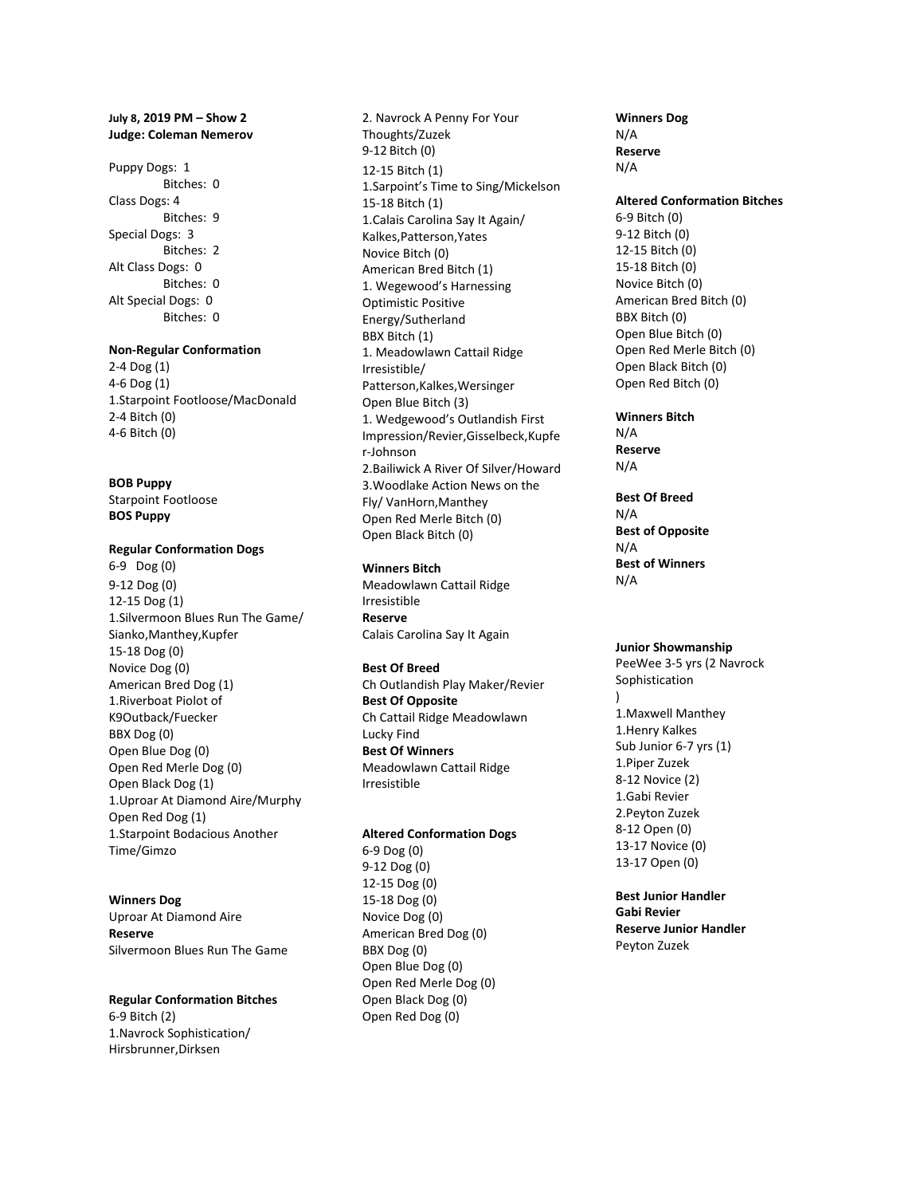**July 8, 2019 PM – Show 2**
**Judge: Coleman Nemerov**

Puppy Dogs: 1
Bitches: 0
Class Dogs: 4
Bitches: 9
Special Dogs: 3
Bitches: 2
Alt Class Dogs: 0
Bitches: 0
Alt Special Dogs: 0
Bitches: 0

**Non-Regular Conformation**
2-4 Dog (1)
4-6 Dog (1)
1.Starpoint Footloose/MacDonald
2-4 Bitch (0)
4-6 Bitch (0)

**BOB Puppy**
Starpoint Footloose
**BOS Puppy**

**Regular Conformation Dogs**
6-9 Dog (0)
9-12 Dog (0)
12-15 Dog (1)
1.Silvermoon Blues Run The Game/ Sianko,Manthey,Kupfer
15-18 Dog (0)
Novice Dog (0)
American Bred Dog (1)
1.Riverboat Piolot of K9Outback/Fuecker
BBX Dog (0)
Open Blue Dog (0)
Open Red Merle Dog (0)
Open Black Dog (1)
1.Uproar At Diamond Aire/Murphy
Open Red Dog (1)
1.Starpoint Bodacious Another Time/Gimzo

**Winners Dog**
Uproar At Diamond Aire
**Reserve**
Silvermoon Blues Run The Game

**Regular Conformation Bitches**
6-9 Bitch (2)
1.Navrock Sophistication/ Hirsbrunner,Dirksen
2. Navrock A Penny For Your Thoughts/Zuzek
9-12 Bitch (0)
12-15 Bitch (1)
1.Sarpoint's Time to Sing/Mickelson
15-18 Bitch (1)
1.Calais Carolina Say It Again/ Kalkes,Patterson,Yates
Novice Bitch (0)
American Bred Bitch (1)
1. Wegewood's Harnessing Optimistic Positive Energy/Sutherland
BBX Bitch (1)
1. Meadowlawn Cattail Ridge Irresistible/ Patterson,Kalkes,Wersinger
Open Blue Bitch (3)
1. Wedgewood's Outlandish First Impression/Revier,Gisselbeck,Kupfer-Johnson
2.Bailiwick A River Of Silver/Howard
3.Woodlake Action News on the Fly/ VanHorn,Manthey
Open Red Merle Bitch (0)
Open Black Bitch (0)

**Winners Bitch**
Meadowlawn Cattail Ridge Irresistible
**Reserve**
Calais Carolina Say It Again

**Best Of Breed**
Ch Outlandish Play Maker/Revier
**Best Of Opposite**
Ch Cattail Ridge Meadowlawn Lucky Find
**Best Of Winners**
Meadowlawn Cattail Ridge Irresistible

**Altered Conformation Dogs**
6-9 Dog (0)
9-12 Dog (0)
12-15 Dog (0)
15-18 Dog (0)
Novice Dog (0)
American Bred Dog (0)
BBX Dog (0)
Open Blue Dog (0)
Open Red Merle Dog (0)
Open Black Dog (0)
Open Red Dog (0)

**Winners Dog**
N/A
**Reserve**
N/A

**Altered Conformation Bitches**
6-9 Bitch (0)
9-12 Bitch (0)
12-15 Bitch (0)
15-18 Bitch (0)
Novice Bitch (0)
American Bred Bitch (0)
BBX Bitch (0)
Open Blue Bitch (0)
Open Red Merle Bitch (0)
Open Black Bitch (0)
Open Red Bitch (0)

**Winners Bitch**
N/A
**Reserve**
N/A

**Best Of Breed**
N/A
**Best of Opposite**
N/A
**Best of Winners**
N/A

**Junior Showmanship**
PeeWee 3-5 yrs (2 Navrock Sophistication
)
1.Maxwell Manthey
1.Henry Kalkes
Sub Junior 6-7 yrs (1)
1.Piper Zuzek
8-12 Novice (2)
1.Gabi Revier
2.Peyton Zuzek
8-12 Open (0)
13-17 Novice (0)
13-17 Open (0)

**Best Junior Handler**
**Gabi Revier**
**Reserve Junior Handler**
Peyton Zuzek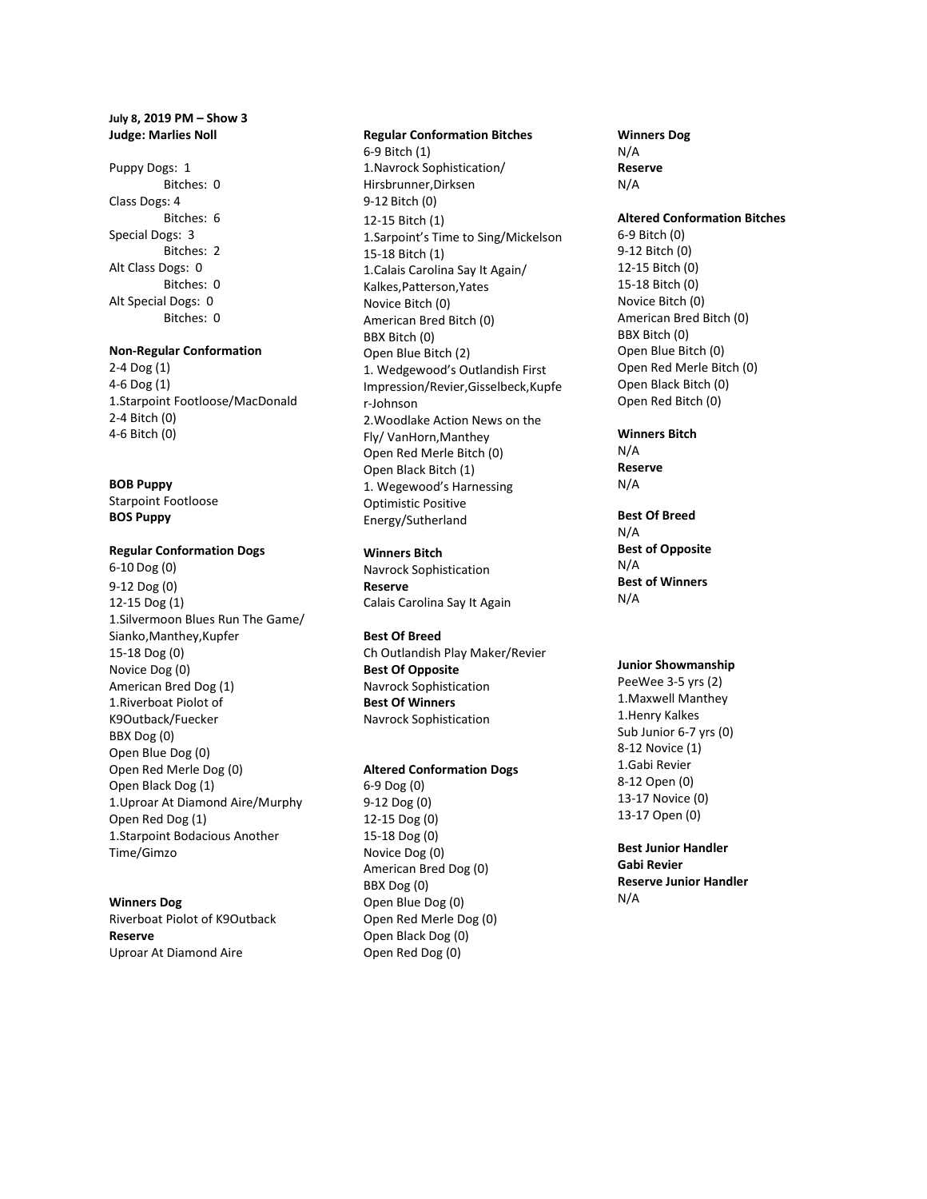**July 8, 2019 PM – Show 3**
**Judge: Marlies Noll**

Puppy Dogs: 1
Bitches: 0
Class Dogs: 4
Bitches: 6
Special Dogs: 3
Bitches: 2
Alt Class Dogs: 0
Bitches: 0
Alt Special Dogs: 0
Bitches: 0

**Non-Regular Conformation**
2-4 Dog (1)
4-6 Dog (1)
1.Starpoint Footloose/MacDonald
2-4 Bitch (0)
4-6 Bitch (0)

**BOB Puppy**
Starpoint Footloose
**BOS Puppy**

**Regular Conformation Dogs**
6-10 Dog (0)
9-12 Dog (0)
12-15 Dog (1)
1.Silvermoon Blues Run The Game/ Sianko,Manthey,Kupfer
15-18 Dog (0)
Novice Dog (0)
American Bred Dog (1)
1.Riverboat Piolot of K9Outback/Fuecker
BBX Dog (0)
Open Blue Dog (0)
Open Red Merle Dog (0)
Open Black Dog (1)
1.Uproar At Diamond Aire/Murphy
Open Red Dog (1)
1.Starpoint Bodacious Another Time/Gimzo

**Winners Dog**
Riverboat Piolot of K9Outback
**Reserve**
Uproar At Diamond Aire

**Regular Conformation Bitches**
6-9 Bitch (1)
1.Navrock Sophistication/ Hirsbrunner,Dirksen
9-12 Bitch (0)
12-15 Bitch (1)
1.Sarpoint's Time to Sing/Mickelson
15-18 Bitch (1)
1.Calais Carolina Say It Again/ Kalkes,Patterson,Yates
Novice Bitch (0)
American Bred Bitch (0)
BBX Bitch (0)
Open Blue Bitch (2)
1. Wedgewood's Outlandish First Impression/Revier,Gisselbeck,Kupfer-Johnson
2.Woodlake Action News on the Fly/ VanHorn,Manthey
Open Red Merle Bitch (0)
Open Black Bitch (1)
1. Wegewood's Harnessing Optimistic Positive Energy/Sutherland

**Winners Bitch**
Navrock Sophistication
**Reserve**
Calais Carolina Say It Again

**Best Of Breed**
Ch Outlandish Play Maker/Revier
**Best Of Opposite**
Navrock Sophistication
**Best Of Winners**
Navrock Sophistication

**Altered Conformation Dogs**
6-9 Dog (0)
9-12 Dog (0)
12-15 Dog (0)
15-18 Dog (0)
Novice Dog (0)
American Bred Dog (0)
BBX Dog (0)
Open Blue Dog (0)
Open Red Merle Dog (0)
Open Black Dog (0)
Open Red Dog (0)

**Winners Dog**
N/A
**Reserve**
N/A

**Altered Conformation Bitches**
6-9 Bitch (0)
9-12 Bitch (0)
12-15 Bitch (0)
15-18 Bitch (0)
Novice Bitch (0)
American Bred Bitch (0)
BBX Bitch (0)
Open Blue Bitch (0)
Open Red Merle Bitch (0)
Open Black Bitch (0)
Open Red Bitch (0)

**Winners Bitch**
N/A
**Reserve**
N/A

**Best Of Breed**
N/A
**Best of Opposite**
N/A
**Best of Winners**
N/A

**Junior Showmanship**
PeeWee 3-5 yrs (2)
1.Maxwell Manthey
1.Henry Kalkes
Sub Junior 6-7 yrs (0)
8-12 Novice (1)
1.Gabi Revier
8-12 Open (0)
13-17 Novice (0)
13-17 Open (0)

**Best Junior Handler**
**Gabi Revier**
**Reserve Junior Handler**
N/A